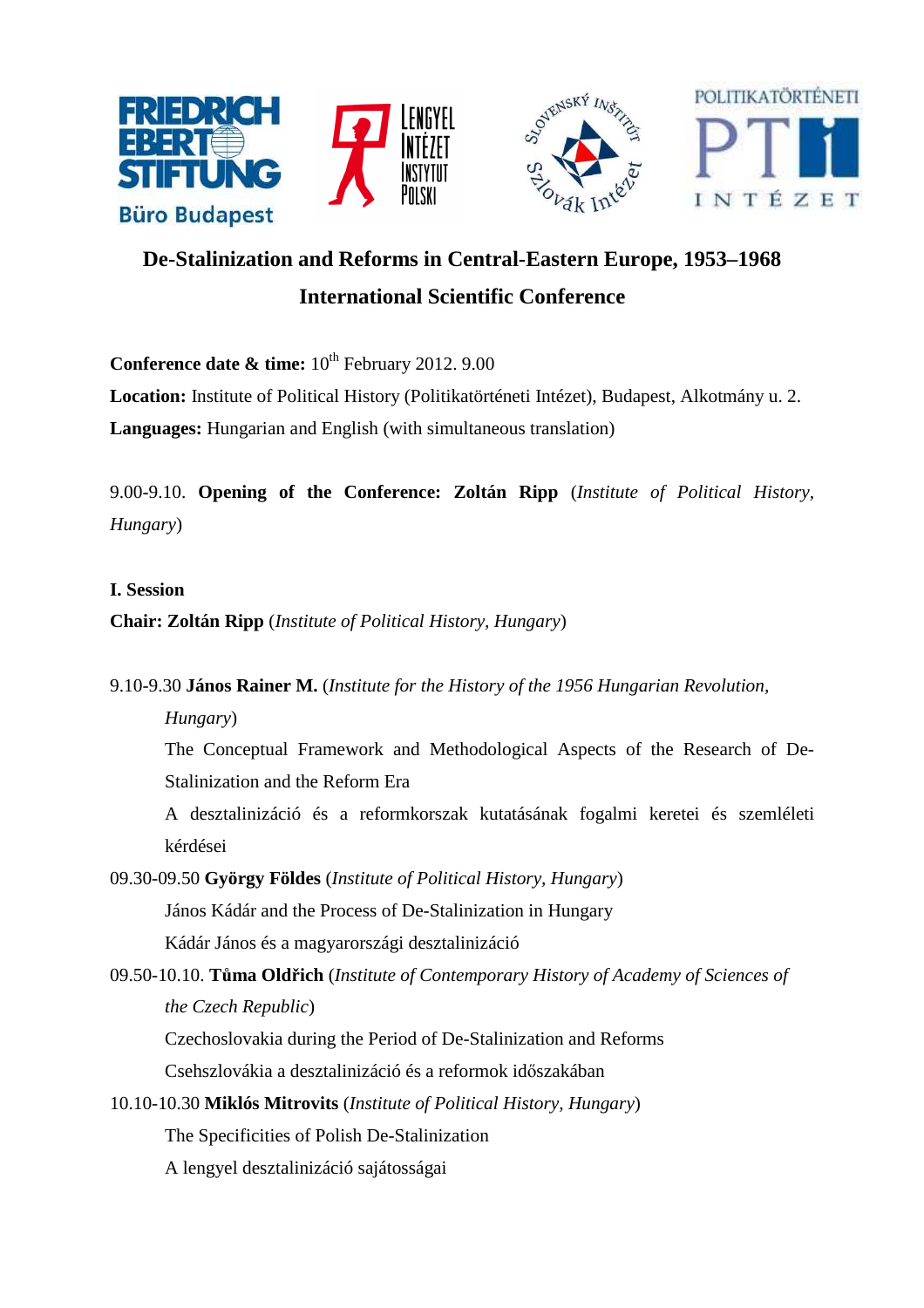# De-Stalinization and Reforms in Central-Eastern Europe, 1953–1968

## International Scientific Conference

**Conference date & time:** 10th February 2012. 9.00

**Location:** Institute of Political History (Politikatörténeti Intézet), Budapest, Alkotmány u. 2.

**Languages:** Hungarian and English (with simultaneous translation)

9.00-9.10. **Opening of the Conference: Zoltán Ripp** (*Institute of Political History, Hungary*)

**I. Session**

**Chair: Zoltán Ripp** (*Institute of Political History, Hungary*)

9.10-9.30 **János Rainer M.** (*Institute for the History of the 1956 Hungarian Revolution, Hungary*)

The Conceptual Framework and Methodological Aspects of the Research of De-Stalinization and the Reform Era

A desztalinizáció és a reformkorszak kutatásának fogalmi keretei és szemléleti kérdései

09.30-09.50 **György Földes** (*Institute of Political History, Hungary*)

János Kádár and the Process of De-Stalinization in Hungary

Kádár János és a magyarországi desztalinizáció

09.50-10.10. **Tůma Oldřich** (*Institute of Contemporary History of Academy of Sciences of the Czech Republic*)

Czechoslovakia during the Period of De-Stalinization and Reforms

Csehszlovákia a desztalinizáció és a reformok időszakában

10.10-10.30 **Miklós Mitrovits** (*Institute of Political History, Hungary*)

The Specificities of Polish De-Stalinization

A lengyel desztalinizáció sajátosságai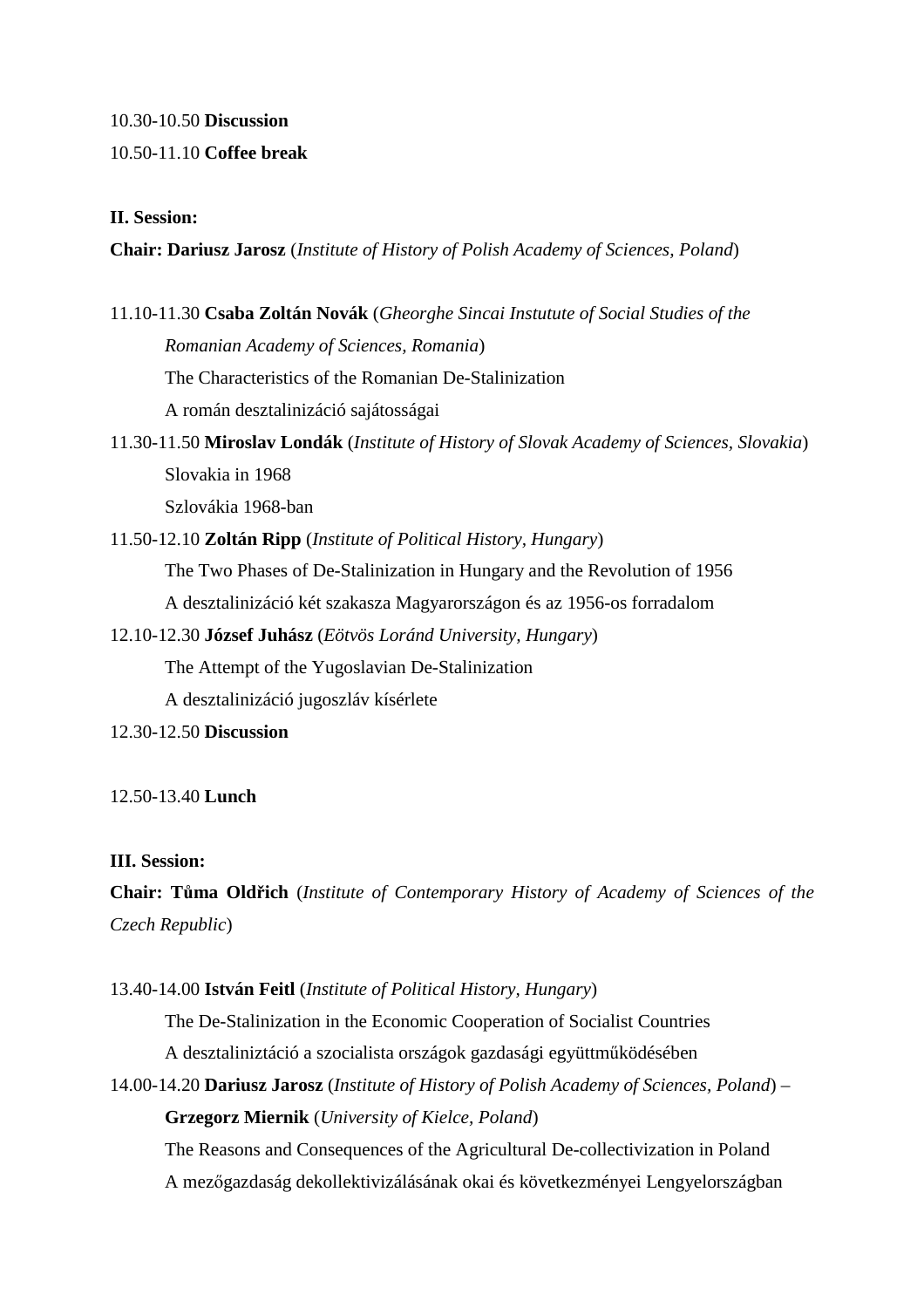10.30-10.50 **Discussion**

10.50-11.10 **Coffee break**

**II. Session:**

**Chair: Dariusz Jarosz** (*Institute of History of Polish Academy of Sciences, Poland*)

11.10-11.30 **Csaba Zoltán Novák** (*Gheorghe Sincai Instutute of Social Studies of the Romanian Academy of Sciences, Romania*)
The Characteristics of the Romanian De-Stalinization
A román desztalinizáció sajátosságai

11.30-11.50 **Miroslav Londák** (*Institute of History of Slovak Academy of Sciences, Slovakia*)
Slovakia in 1968
Szlovákia 1968-ban

11.50-12.10 **Zoltán Ripp** (*Institute of Political History, Hungary*)
The Two Phases of De-Stalinization in Hungary and the Revolution of 1956
A desztalinizáció két szakasza Magyarországon és az 1956-os forradalom

12.10-12.30 **József Juhász** (*Eötvös Loránd University, Hungary*)
The Attempt of the Yugoslavian De-Stalinization
A desztalinizáció jugoszláv kísérlete

12.30-12.50 **Discussion**

12.50-13.40 **Lunch**

**III. Session:**

**Chair: Tůma Oldřich** (*Institute of Contemporary History of Academy of Sciences of the Czech Republic*)

13.40-14.00 **István Feitl** (*Institute of Political History, Hungary*)
The De-Stalinization in the Economic Cooperation of Socialist Countries
A desztaliniztáció a szocialista országok gazdasági együttműködésében

14.00-14.20 **Dariusz Jarosz** (*Institute of History of Polish Academy of Sciences, Poland*) – **Grzegorz Miernik** (*University of Kielce, Poland*)
The Reasons and Consequences of the Agricultural De-collectivization in Poland
A mezőgazdaság dekollektivizálásának okai és következményei Lengyelországban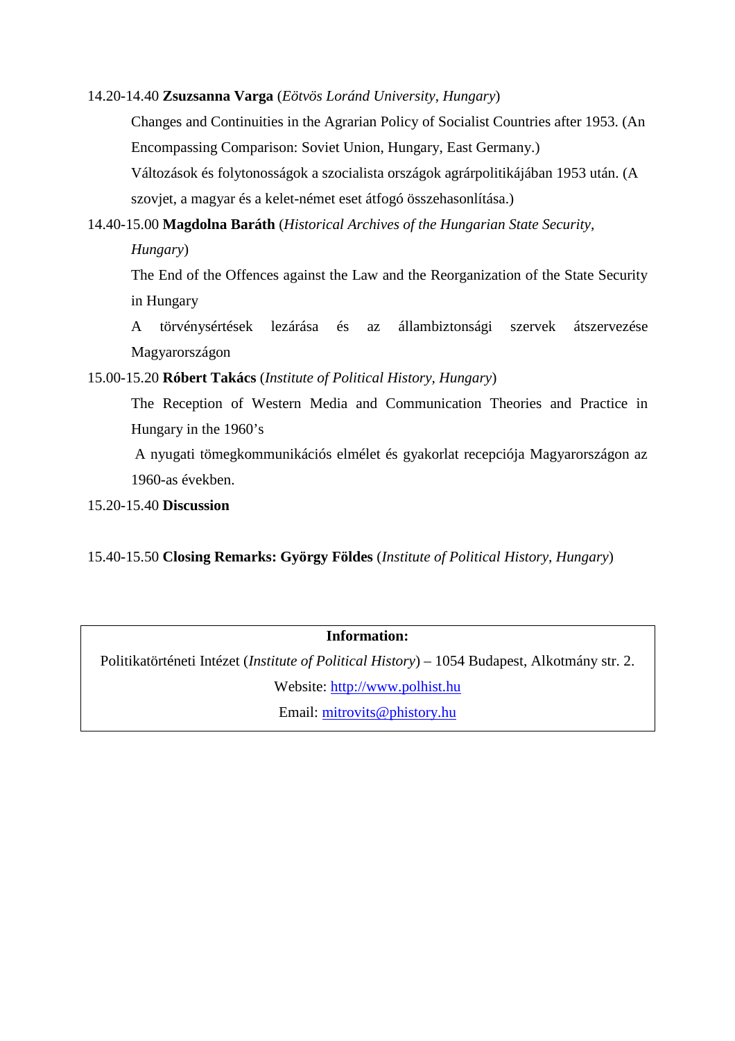14.20-14.40 **Zsuzsanna Varga** (*Eötvös Loránd University, Hungary*)

Changes and Continuities in the Agrarian Policy of Socialist Countries after 1953. (An Encompassing Comparison: Soviet Union, Hungary, East Germany.)

Változások és folytonosságok a szocialista országok agrárpolitikájában 1953 után. (A szovjet, a magyar és a kelet-német eset átfogó összehasonlítása.)

14.40-15.00 **Magdolna Baráth** (*Historical Archives of the Hungarian State Security, Hungary*)

The End of the Offences against the Law and the Reorganization of the State Security in Hungary

A törvénysértések lezárása és az állambiztonsági szervek átszervezése Magyarországon

15.00-15.20 **Róbert Takács** (*Institute of Political History, Hungary*)

The Reception of Western Media and Communication Theories and Practice in Hungary in the 1960's

A nyugati tömegkommunikációs elmélet és gyakorlat recepciója Magyarországon az 1960-as években.

15.20-15.40 **Discussion**

15.40-15.50 **Closing Remarks: György Földes** (*Institute of Political History, Hungary*)

**Information:**

Politikatörténeti Intézet (*Institute of Political History*) – 1054 Budapest, Alkotmány str. 2.

Website: http://www.polhist.hu

Email: mitrovits@phistory.hu